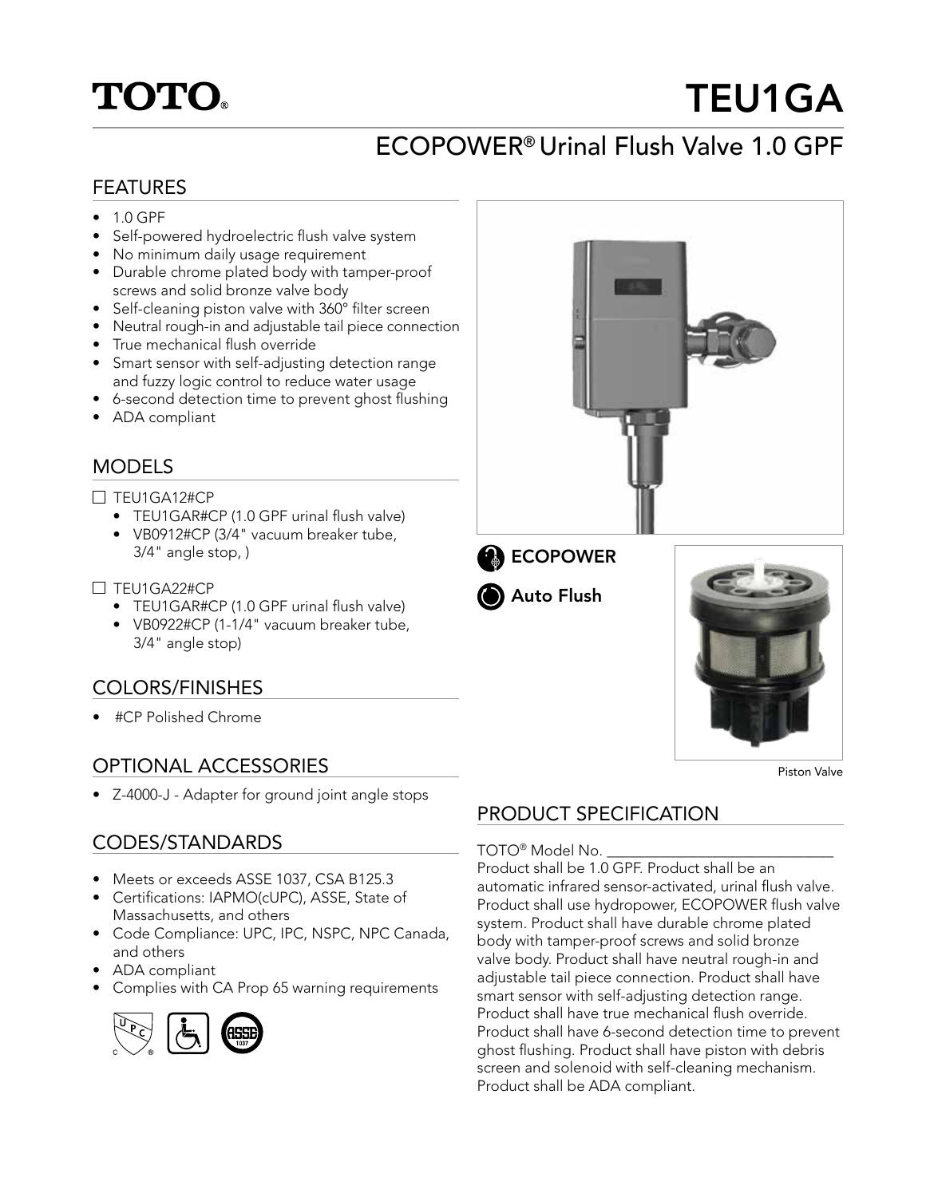# TOTO®

# TEU1GA

## ECOPOWER® Urinal Flush Valve 1.0 GPF

### FEATURES

- 1.0 GPF
- Self-powered hydroelectric flush valve system
- No minimum daily usage requirement
- Durable chrome plated body with tamper-proof screws and solid bronze valve body
- Self-cleaning piston valve with 360° filter screen
- Neutral rough-in and adjustable tail piece connection
- True mechanical flush override
- Smart sensor with self-adjusting detection range and fuzzy logic control to reduce water usage
- 6-second detection time to prevent ghost flushing
- ADA compliant

### MODELS

☐ TEU1GA12#CP
- TEU1GAR#CP (1.0 GPF urinal flush valve)
- VB0912#CP (3/4" vacuum breaker tube, 3/4" angle stop, )

☐ TEU1GA22#CP
- TEU1GAR#CP (1.0 GPF urinal flush valve)
- VB0922#CP (1-1/4" vacuum breaker tube, 3/4" angle stop)

### COLORS/FINISHES

- #CP Polished Chrome

### OPTIONAL ACCESSORIES

- Z-4000-J - Adapter for ground joint angle stops

### CODES/STANDARDS

- Meets or exceeds ASSE 1037, CSA B125.3
- Certifications: IAPMO(cUPC), ASSE, State of Massachusetts, and others
- Code Compliance: UPC, IPC, NSPC, NPC Canada, and others
- ADA compliant
- Complies with CA Prop 65 warning requirements

**ECOPOWER**

**Auto Flush**

Piston Valve

### PRODUCT SPECIFICATION

TOTO® Model No. ______________________________

Product shall be 1.0 GPF. Product shall be an automatic infrared sensor-activated, urinal flush valve. Product shall use hydropower, ECOPOWER flush valve system. Product shall have durable chrome plated body with tamper-proof screws and solid bronze valve body. Product shall have neutral rough-in and adjustable tail piece connection. Product shall have smart sensor with self-adjusting detection range. Product shall have true mechanical flush override. Product shall have 6-second detection time to prevent ghost flushing. Product shall have piston with debris screen and solenoid with self-cleaning mechanism. Product shall be ADA compliant.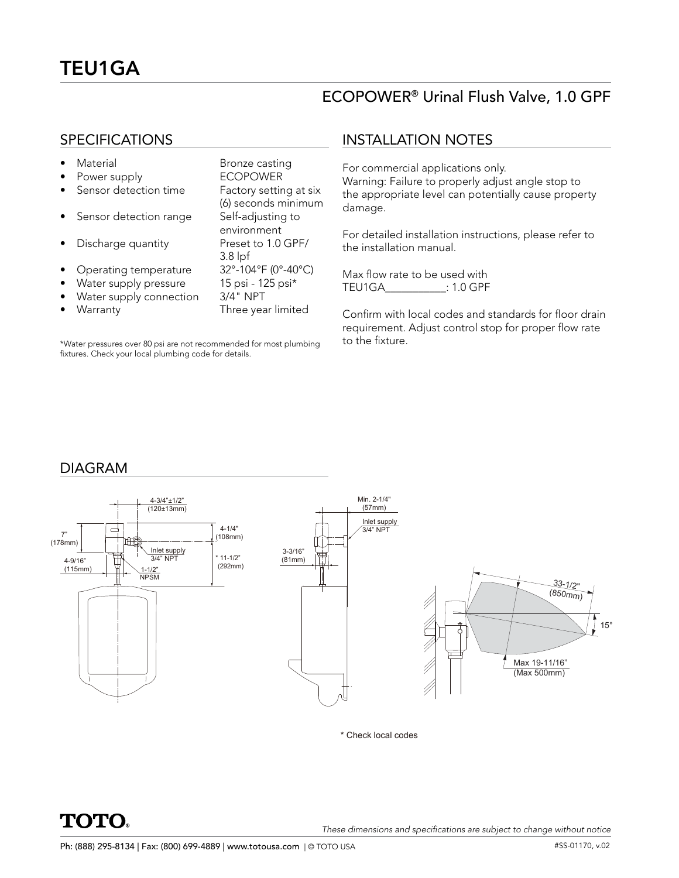# TEU1GA

## ECOPOWER® Urinal Flush Valve, 1.0 GPF

## SPECIFICATIONS

| | |
|---|---|
| Material | Bronze casting |
| Power supply | ECOPOWER |
| Sensor detection time | Factory setting at six (6) seconds minimum |
| Sensor detection range | Self-adjusting to environment |
| Discharge quantity | Preset to 1.0 GPF/ 3.8 lpf |
| Operating temperature | 32°-104°F (0°-40°C) |
| Water supply pressure | 15 psi - 125 psi* |
| Water supply connection | 3/4" NPT |
| Warranty | Three year limited |

*Water pressures over 80 psi are not recommended for most plumbing fixtures. Check your local plumbing code for details.

## INSTALLATION NOTES

For commercial applications only.
Warning: Failure to properly adjust angle stop to the appropriate level can potentially cause property damage.

For detailed installation instructions, please refer to the installation manual.

Max flow rate to be used with TEU1GA___________: 1.0 GPF

Confirm with local codes and standards for floor drain requirement. Adjust control stop for proper flow rate to the fixture.

## DIAGRAM

4-3/4"±1/2" (120±13mm)
7" (178mm)
4-1/4" (108mm)
Inlet supply 3/4" NPT
4-9/16" (115mm)
1-1/2" NPSM
* 11-1/2" (292mm)

Min. 2-1/4" (57mm)
Inlet supply 3/4" NPT
3-3/16" (81mm)

33-1/2" (850mm)
15°
Max 19-11/16" (Max 500mm)

\* Check local codes

*These dimensions and specifications are subject to change without notice*

Ph: (888) 295-8134 | Fax: (800) 699-4889 | www.totousa.com | © TOTO USA

#SS-01170, v.02